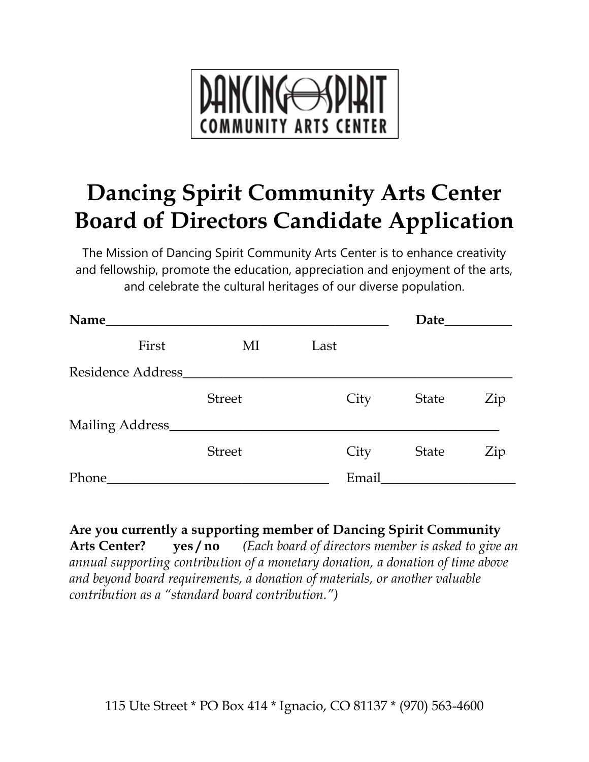DANCING SPIRIT
COMMUNITY ARTS CENTER

# Dancing Spirit Community Arts Center
# Board of Directors Candidate Application

The Mission of Dancing Spirit Community Arts Center is to enhance creativity and fellowship, promote the education, appreciation and enjoyment of the arts, and celebrate the cultural heritages of our diverse population.

**Name**_______________________________________________ **Date**__________

First MI Last

Residence Address_____________________________________________________

Street City State Zip

Mailing Address_____________________________________________________

Street City State Zip

Phone__________________________________ Email____________________

**Are you currently a supporting member of Dancing Spirit Community Arts Center? yes / no** *(Each board of directors member is asked to give an annual supporting contribution of a monetary donation, a donation of time above and beyond board requirements, a donation of materials, or another valuable contribution as a "standard board contribution.")*

115 Ute Street * PO Box 414 * Ignacio, CO 81137 * (970) 563-4600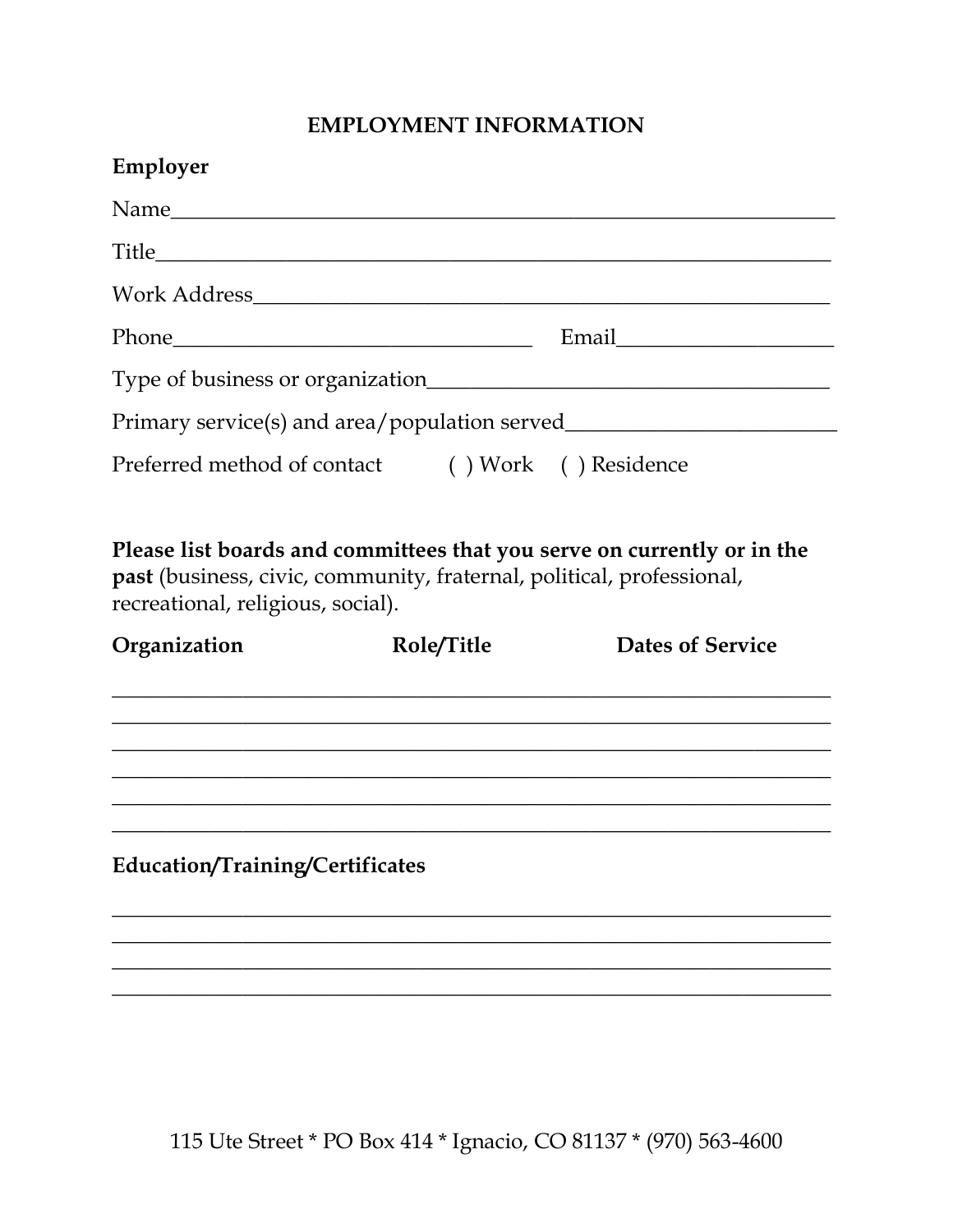## EMPLOYMENT INFORMATION

**Employer**

Name_______________________________________________________________

Title_______________________________________________________________

Work Address_______________________________________________________

Phone_________________________________ Email___________________

Type of business or organization_____________________________________

Primary service(s) and area/population served_________________________

Preferred method of contact ( ) Work ( ) Residence

**Please list boards and committees that you serve on currently or in the past** (business, civic, community, fraternal, political, professional, recreational, religious, social).

| Organization | Role/Title | Dates of Service |
| --- | --- | --- |
| | | |
| | | |
| | | |
| | | |
| | | |
| | | |

**Education/Training/Certificates**

_____________________________________________________________________

_____________________________________________________________________

_____________________________________________________________________

_____________________________________________________________________

115 Ute Street * PO Box 414 * Ignacio, CO 81137 * (970) 563-4600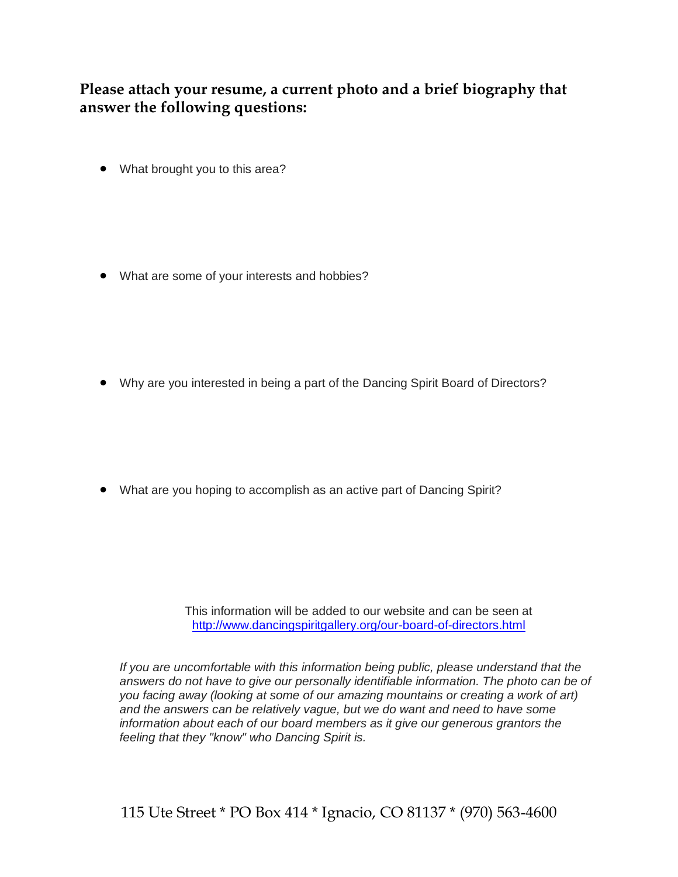**Please attach your resume, a current photo and a brief biography that answer the following questions:**

- What brought you to this area?

- What are some of your interests and hobbies?

- Why are you interested in being a part of the Dancing Spirit Board of Directors?

- What are you hoping to accomplish as an active part of Dancing Spirit?

This information will be added to our website and can be seen at
[http://www.dancingspiritgallery.org/our-board-of-directors.html](http://www.dancingspiritgallery.org/our-board-of-directors.html)

*If you are uncomfortable with this information being public, please understand that the answers do not have to give our personally identifiable information. The photo can be of you facing away (looking at some of our amazing mountains or creating a work of art) and the answers can be relatively vague, but we do want and need to have some information about each of our board members as it give our generous grantors the feeling that they "know" who Dancing Spirit is.*

115 Ute Street * PO Box 414 * Ignacio, CO 81137 * (970) 563-4600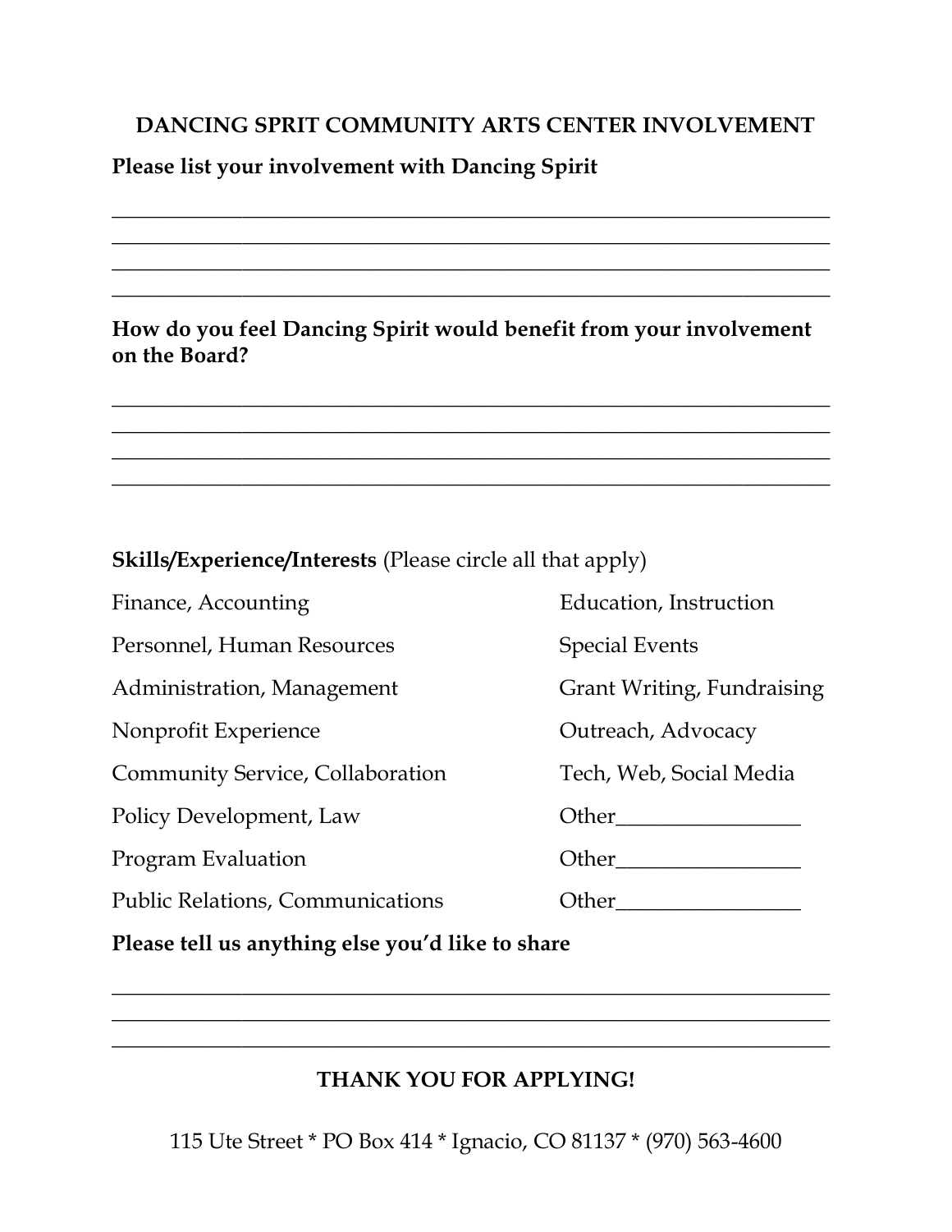## DANCING SPRIT COMMUNITY ARTS CENTER INVOLVEMENT

**Please list your involvement with Dancing Spirit**

___________________________________________________________________
___________________________________________________________________
___________________________________________________________________
___________________________________________________________________

**How do you feel Dancing Spirit would benefit from your involvement on the Board?**

___________________________________________________________________
___________________________________________________________________
___________________________________________________________________
___________________________________________________________________

**Skills/Experience/Interests** (Please circle all that apply)

| | |
|---|---|
| Finance, Accounting | Education, Instruction |
| Personnel, Human Resources | Special Events |
| Administration, Management | Grant Writing, Fundraising |
| Nonprofit Experience | Outreach, Advocacy |
| Community Service, Collaboration | Tech, Web, Social Media |
| Policy Development, Law | Other_________________ |
| Program Evaluation | Other_________________ |
| Public Relations, Communications | Other_________________ |

**Please tell us anything else you'd like to share**

___________________________________________________________________
___________________________________________________________________
___________________________________________________________________

**THANK YOU FOR APPLYING!**

115 Ute Street * PO Box 414 * Ignacio, CO 81137 * (970) 563-4600